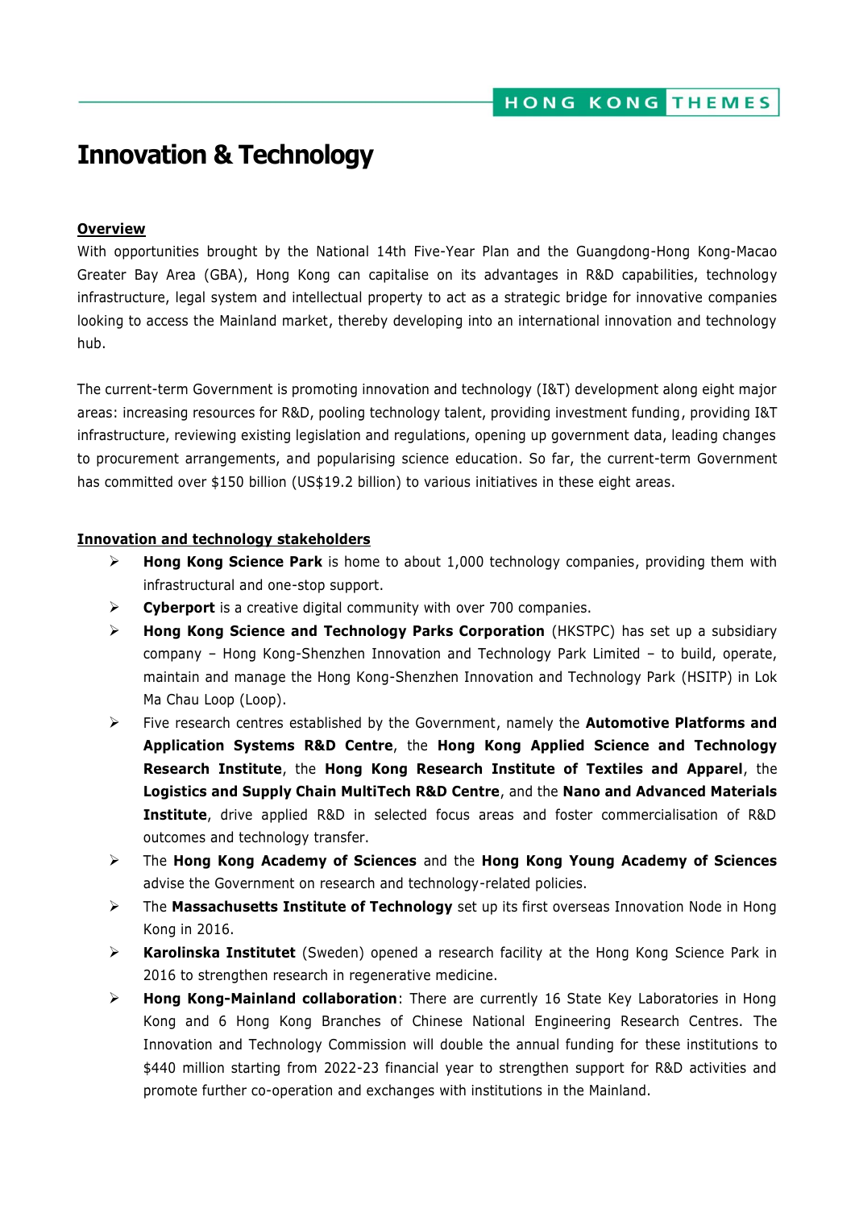# Innovation & Technology

## Overview

With opportunities brought by the National 14th Five-Year Plan and the Guangdong-Hong Kong-Macao Greater Bay Area (GBA), Hong Kong can capitalise on its advantages in R&D capabilities, technology infrastructure, legal system and intellectual property to act as a strategic bridge for innovative companies looking to access the Mainland market, thereby developing into an international innovation and technology hub.

The current-term Government is promoting innovation and technology (I&T) development along eight major areas: increasing resources for R&D, pooling technology talent, providing investment funding, providing I&T infrastructure, reviewing existing legislation and regulations, opening up government data, leading changes to procurement arrangements, and popularising science education. So far, the current-term Government has committed over $150 billion (US$19.2 billion) to various initiatives in these eight areas.

## Innovation and technology stakeholders

- **Hong Kong Science Park** is home to about 1,000 technology companies, providing them with infrastructural and one-stop support.
- **Cyberport** is a creative digital community with over 700 companies.
- **Hong Kong Science and Technology Parks Corporation** (HKSTPC) has set up a subsidiary company – Hong Kong-Shenzhen Innovation and Technology Park Limited – to build, operate, maintain and manage the Hong Kong-Shenzhen Innovation and Technology Park (HSITP) in Lok Ma Chau Loop (Loop).
- Five research centres established by the Government, namely the **Automotive Platforms and Application Systems R&D Centre**, the **Hong Kong Applied Science and Technology Research Institute**, the **Hong Kong Research Institute of Textiles and Apparel**, the **Logistics and Supply Chain MultiTech R&D Centre**, and the **Nano and Advanced Materials Institute**, drive applied R&D in selected focus areas and foster commercialisation of R&D outcomes and technology transfer.
- The **Hong Kong Academy of Sciences** and the **Hong Kong Young Academy of Sciences** advise the Government on research and technology-related policies.
- The **Massachusetts Institute of Technology** set up its first overseas Innovation Node in Hong Kong in 2016.
- **Karolinska Institutet** (Sweden) opened a research facility at the Hong Kong Science Park in 2016 to strengthen research in regenerative medicine.
- **Hong Kong-Mainland collaboration**: There are currently 16 State Key Laboratories in Hong Kong and 6 Hong Kong Branches of Chinese National Engineering Research Centres. The Innovation and Technology Commission will double the annual funding for these institutions to $440 million starting from 2022-23 financial year to strengthen support for R&D activities and promote further co-operation and exchanges with institutions in the Mainland.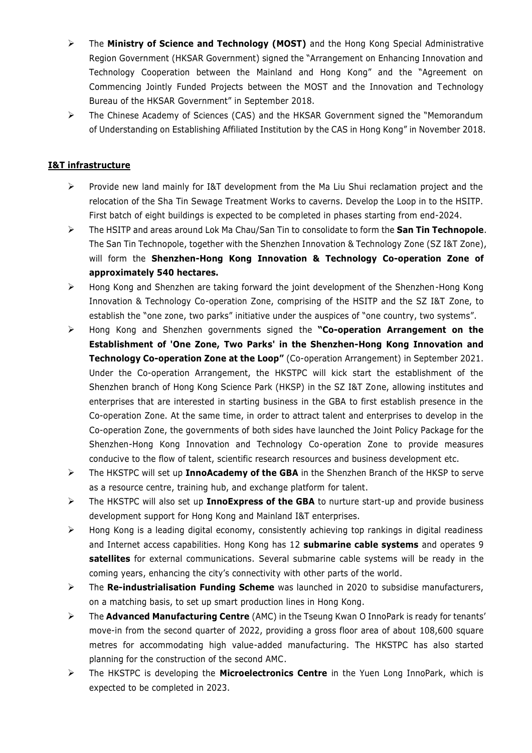- The **Ministry of Science and Technology (MOST)** and the Hong Kong Special Administrative Region Government (HKSAR Government) signed the "Arrangement on Enhancing Innovation and Technology Cooperation between the Mainland and Hong Kong" and the "Agreement on Commencing Jointly Funded Projects between the MOST and the Innovation and Technology Bureau of the HKSAR Government" in September 2018.
- The Chinese Academy of Sciences (CAS) and the HKSAR Government signed the "Memorandum of Understanding on Establishing Affiliated Institution by the CAS in Hong Kong" in November 2018.

**I&T infrastructure**

- Provide new land mainly for I&T development from the Ma Liu Shui reclamation project and the relocation of the Sha Tin Sewage Treatment Works to caverns. Develop the Loop in to the HSITP. First batch of eight buildings is expected to be completed in phases starting from end-2024.
- The HSITP and areas around Lok Ma Chau/San Tin to consolidate to form the **San Tin Technopole**. The San Tin Technopole, together with the Shenzhen Innovation & Technology Zone (SZ I&T Zone), will form the **Shenzhen-Hong Kong Innovation & Technology Co-operation Zone of approximately 540 hectares.**
- Hong Kong and Shenzhen are taking forward the joint development of the Shenzhen-Hong Kong Innovation & Technology Co-operation Zone, comprising of the HSITP and the SZ I&T Zone, to establish the "one zone, two parks" initiative under the auspices of "one country, two systems".
- Hong Kong and Shenzhen governments signed the **"Co-operation Arrangement on the Establishment of 'One Zone, Two Parks' in the Shenzhen-Hong Kong Innovation and Technology Co-operation Zone at the Loop"** (Co-operation Arrangement) in September 2021. Under the Co-operation Arrangement, the HKSTPC will kick start the establishment of the Shenzhen branch of Hong Kong Science Park (HKSP) in the SZ I&T Zone, allowing institutes and enterprises that are interested in starting business in the GBA to first establish presence in the Co-operation Zone. At the same time, in order to attract talent and enterprises to develop in the Co-operation Zone, the governments of both sides have launched the Joint Policy Package for the Shenzhen-Hong Kong Innovation and Technology Co-operation Zone to provide measures conducive to the flow of talent, scientific research resources and business development etc.
- The HKSTPC will set up **InnoAcademy of the GBA** in the Shenzhen Branch of the HKSP to serve as a resource centre, training hub, and exchange platform for talent.
- The HKSTPC will also set up **InnoExpress of the GBA** to nurture start-up and provide business development support for Hong Kong and Mainland I&T enterprises.
- Hong Kong is a leading digital economy, consistently achieving top rankings in digital readiness and Internet access capabilities. Hong Kong has 12 **submarine cable systems** and operates 9 **satellites** for external communications. Several submarine cable systems will be ready in the coming years, enhancing the city's connectivity with other parts of the world.
- The **Re-industrialisation Funding Scheme** was launched in 2020 to subsidise manufacturers, on a matching basis, to set up smart production lines in Hong Kong.
- The **Advanced Manufacturing Centre** (AMC) in the Tseung Kwan O InnoPark is ready for tenants' move-in from the second quarter of 2022, providing a gross floor area of about 108,600 square metres for accommodating high value-added manufacturing. The HKSTPC has also started planning for the construction of the second AMC.
- The HKSTPC is developing the **Microelectronics Centre** in the Yuen Long InnoPark, which is expected to be completed in 2023.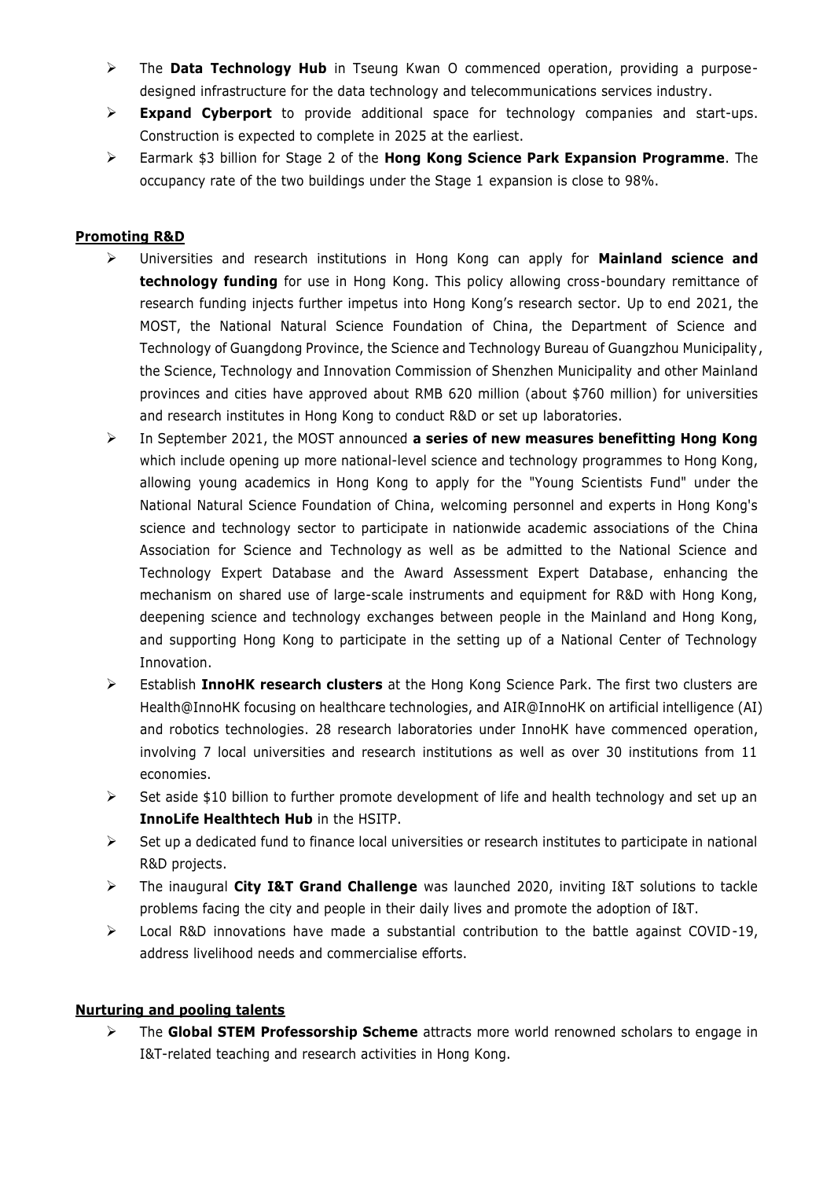- The **Data Technology Hub** in Tseung Kwan O commenced operation, providing a purpose-designed infrastructure for the data technology and telecommunications services industry.
- **Expand Cyberport** to provide additional space for technology companies and start-ups. Construction is expected to complete in 2025 at the earliest.
- Earmark $3 billion for Stage 2 of the **Hong Kong Science Park Expansion Programme**. The occupancy rate of the two buildings under the Stage 1 expansion is close to 98%.

**Promoting R&D**

- Universities and research institutions in Hong Kong can apply for **Mainland science and technology funding** for use in Hong Kong. This policy allowing cross-boundary remittance of research funding injects further impetus into Hong Kong's research sector. Up to end 2021, the MOST, the National Natural Science Foundation of China, the Department of Science and Technology of Guangdong Province, the Science and Technology Bureau of Guangzhou Municipality, the Science, Technology and Innovation Commission of Shenzhen Municipality and other Mainland provinces and cities have approved about RMB 620 million (about $760 million) for universities and research institutes in Hong Kong to conduct R&D or set up laboratories.
- In September 2021, the MOST announced **a series of new measures benefitting Hong Kong** which include opening up more national-level science and technology programmes to Hong Kong, allowing young academics in Hong Kong to apply for the "Young Scientists Fund" under the National Natural Science Foundation of China, welcoming personnel and experts in Hong Kong's science and technology sector to participate in nationwide academic associations of the China Association for Science and Technology as well as be admitted to the National Science and Technology Expert Database and the Award Assessment Expert Database, enhancing the mechanism on shared use of large-scale instruments and equipment for R&D with Hong Kong, deepening science and technology exchanges between people in the Mainland and Hong Kong, and supporting Hong Kong to participate in the setting up of a National Center of Technology Innovation.
- Establish **InnoHK research clusters** at the Hong Kong Science Park. The first two clusters are Health@InnoHK focusing on healthcare technologies, and AIR@InnoHK on artificial intelligence (AI) and robotics technologies. 28 research laboratories under InnoHK have commenced operation, involving 7 local universities and research institutions as well as over 30 institutions from 11 economies.
- Set aside $10 billion to further promote development of life and health technology and set up an **InnoLife Healthtech Hub** in the HSITP.
- Set up a dedicated fund to finance local universities or research institutes to participate in national R&D projects.
- The inaugural **City I&T Grand Challenge** was launched 2020, inviting I&T solutions to tackle problems facing the city and people in their daily lives and promote the adoption of I&T.
- Local R&D innovations have made a substantial contribution to the battle against COVID-19, address livelihood needs and commercialise efforts.

**Nurturing and pooling talents**

- The **Global STEM Professorship Scheme** attracts more world renowned scholars to engage in I&T-related teaching and research activities in Hong Kong.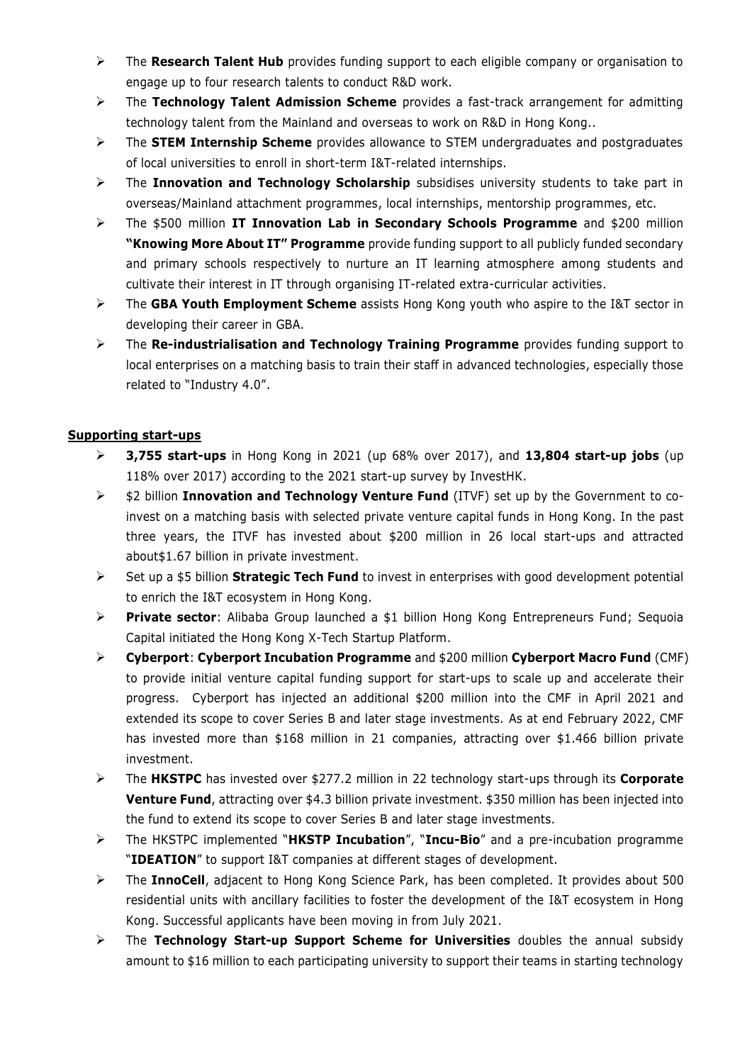- The **Research Talent Hub** provides funding support to each eligible company or organisation to engage up to four research talents to conduct R&D work.
- The **Technology Talent Admission Scheme** provides a fast-track arrangement for admitting technology talent from the Mainland and overseas to work on R&D in Hong Kong..
- The **STEM Internship Scheme** provides allowance to STEM undergraduates and postgraduates of local universities to enroll in short-term I&T-related internships.
- The **Innovation and Technology Scholarship** subsidises university students to take part in overseas/Mainland attachment programmes, local internships, mentorship programmes, etc.
- The $500 million **IT Innovation Lab in Secondary Schools Programme** and $200 million **"Knowing More About IT" Programme** provide funding support to all publicly funded secondary and primary schools respectively to nurture an IT learning atmosphere among students and cultivate their interest in IT through organising IT-related extra-curricular activities.
- The **GBA Youth Employment Scheme** assists Hong Kong youth who aspire to the I&T sector in developing their career in GBA.
- The **Re-industrialisation and Technology Training Programme** provides funding support to local enterprises on a matching basis to train their staff in advanced technologies, especially those related to "Industry 4.0".

**Supporting start-ups**

- **3,755 start-ups** in Hong Kong in 2021 (up 68% over 2017), and **13,804 start-up jobs** (up 118% over 2017) according to the 2021 start-up survey by InvestHK.
- $2 billion **Innovation and Technology Venture Fund** (ITVF) set up by the Government to co-invest on a matching basis with selected private venture capital funds in Hong Kong. In the past three years, the ITVF has invested about $200 million in 26 local start-ups and attracted about$1.67 billion in private investment.
- Set up a $5 billion **Strategic Tech Fund** to invest in enterprises with good development potential to enrich the I&T ecosystem in Hong Kong.
- **Private sector**: Alibaba Group launched a $1 billion Hong Kong Entrepreneurs Fund; Sequoia Capital initiated the Hong Kong X-Tech Startup Platform.
- **Cyberport**: **Cyberport Incubation Programme** and $200 million **Cyberport Macro Fund** (CMF) to provide initial venture capital funding support for start-ups to scale up and accelerate their progress. Cyberport has injected an additional $200 million into the CMF in April 2021 and extended its scope to cover Series B and later stage investments. As at end February 2022, CMF has invested more than $168 million in 21 companies, attracting over $1.466 billion private investment.
- The **HKSTPC** has invested over $277.2 million in 22 technology start-ups through its **Corporate Venture Fund**, attracting over $4.3 billion private investment. $350 million has been injected into the fund to extend its scope to cover Series B and later stage investments.
- The HKSTPC implemented "**HKSTP Incubation**", "**Incu-Bio**" and a pre-incubation programme "**IDEATION**" to support I&T companies at different stages of development.
- The **InnoCell**, adjacent to Hong Kong Science Park, has been completed. It provides about 500 residential units with ancillary facilities to foster the development of the I&T ecosystem in Hong Kong. Successful applicants have been moving in from July 2021.
- The **Technology Start-up Support Scheme for Universities** doubles the annual subsidy amount to $16 million to each participating university to support their teams in starting technology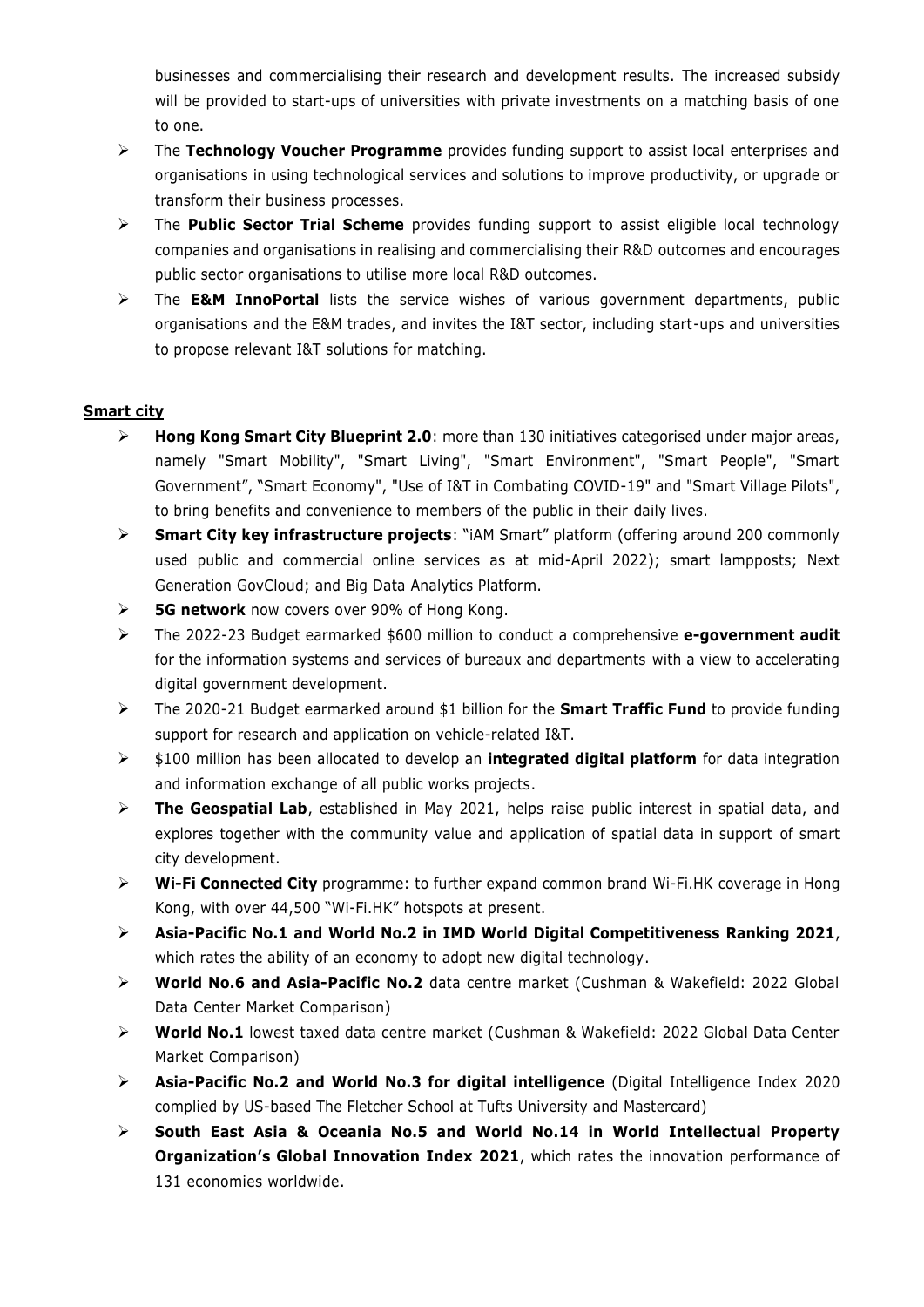businesses and commercialising their research and development results. The increased subsidy will be provided to start-ups of universities with private investments on a matching basis of one to one.

- The **Technology Voucher Programme** provides funding support to assist local enterprises and organisations in using technological services and solutions to improve productivity, or upgrade or transform their business processes.
- The **Public Sector Trial Scheme** provides funding support to assist eligible local technology companies and organisations in realising and commercialising their R&D outcomes and encourages public sector organisations to utilise more local R&D outcomes.
- The **E&M InnoPortal** lists the service wishes of various government departments, public organisations and the E&M trades, and invites the I&T sector, including start-ups and universities to propose relevant I&T solutions for matching.

## Smart city

- **Hong Kong Smart City Blueprint 2.0**: more than 130 initiatives categorised under major areas, namely "Smart Mobility", "Smart Living", "Smart Environment", "Smart People", "Smart Government", "Smart Economy", "Use of I&T in Combating COVID-19" and "Smart Village Pilots", to bring benefits and convenience to members of the public in their daily lives.
- **Smart City key infrastructure projects**: "iAM Smart" platform (offering around 200 commonly used public and commercial online services as at mid-April 2022); smart lampposts; Next Generation GovCloud; and Big Data Analytics Platform.
- **5G network** now covers over 90% of Hong Kong.
- The 2022-23 Budget earmarked $600 million to conduct a comprehensive **e-government audit** for the information systems and services of bureaux and departments with a view to accelerating digital government development.
- The 2020-21 Budget earmarked around $1 billion for the **Smart Traffic Fund** to provide funding support for research and application on vehicle-related I&T.
- $100 million has been allocated to develop an **integrated digital platform** for data integration and information exchange of all public works projects.
- **The Geospatial Lab**, established in May 2021, helps raise public interest in spatial data, and explores together with the community value and application of spatial data in support of smart city development.
- **Wi-Fi Connected City** programme: to further expand common brand Wi-Fi.HK coverage in Hong Kong, with over 44,500 "Wi-Fi.HK" hotspots at present.
- **Asia-Pacific No.1 and World No.2 in IMD World Digital Competitiveness Ranking 2021**, which rates the ability of an economy to adopt new digital technology.
- **World No.6 and Asia-Pacific No.2** data centre market (Cushman & Wakefield: 2022 Global Data Center Market Comparison)
- **World No.1** lowest taxed data centre market (Cushman & Wakefield: 2022 Global Data Center Market Comparison)
- **Asia-Pacific No.2 and World No.3 for digital intelligence** (Digital Intelligence Index 2020 complied by US-based The Fletcher School at Tufts University and Mastercard)
- **South East Asia & Oceania No.5 and World No.14 in World Intellectual Property Organization's Global Innovation Index 2021**, which rates the innovation performance of 131 economies worldwide.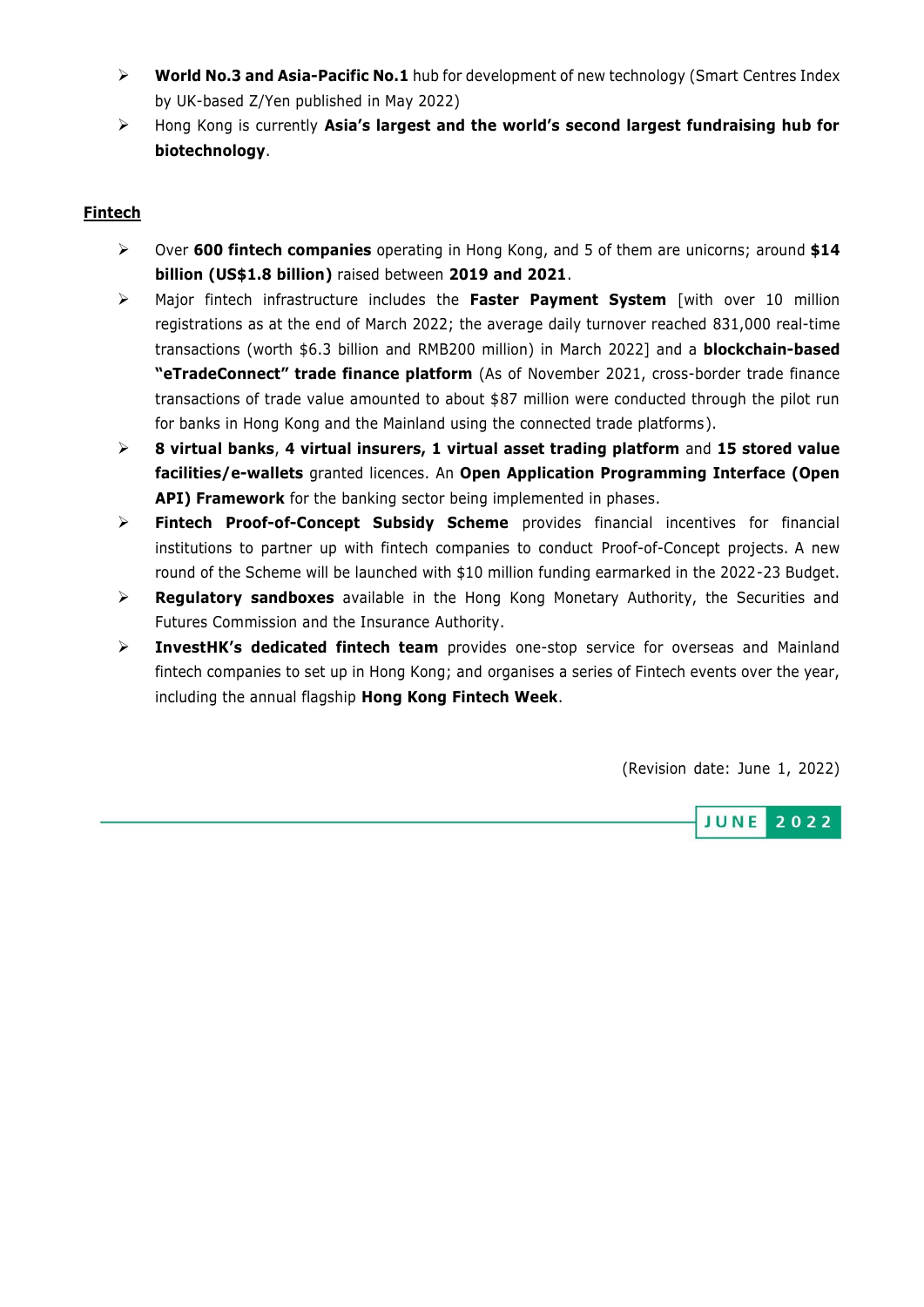- **World No.3 and Asia-Pacific No.1** hub for development of new technology (Smart Centres Index by UK-based Z/Yen published in May 2022)
- Hong Kong is currently **Asia's largest and the world's second largest fundraising hub for biotechnology**.

**Fintech**

- Over **600 fintech companies** operating in Hong Kong, and 5 of them are unicorns; around **$14 billion (US$1.8 billion)** raised between **2019 and 2021**.
- Major fintech infrastructure includes the **Faster Payment System** [with over 10 million registrations as at the end of March 2022; the average daily turnover reached 831,000 real-time transactions (worth $6.3 billion and RMB200 million) in March 2022] and a **blockchain-based "eTradeConnect" trade finance platform** (As of November 2021, cross-border trade finance transactions of trade value amounted to about $87 million were conducted through the pilot run for banks in Hong Kong and the Mainland using the connected trade platforms).
- **8 virtual banks**, **4 virtual insurers, 1 virtual asset trading platform** and **15 stored value facilities/e-wallets** granted licences. An **Open Application Programming Interface (Open API) Framework** for the banking sector being implemented in phases.
- **Fintech Proof-of-Concept Subsidy Scheme** provides financial incentives for financial institutions to partner up with fintech companies to conduct Proof-of-Concept projects. A new round of the Scheme will be launched with $10 million funding earmarked in the 2022-23 Budget.
- **Regulatory sandboxes** available in the Hong Kong Monetary Authority, the Securities and Futures Commission and the Insurance Authority.
- **InvestHK's dedicated fintech team** provides one-stop service for overseas and Mainland fintech companies to set up in Hong Kong; and organises a series of Fintech events over the year, including the annual flagship **Hong Kong Fintech Week**.

(Revision date: June 1, 2022)